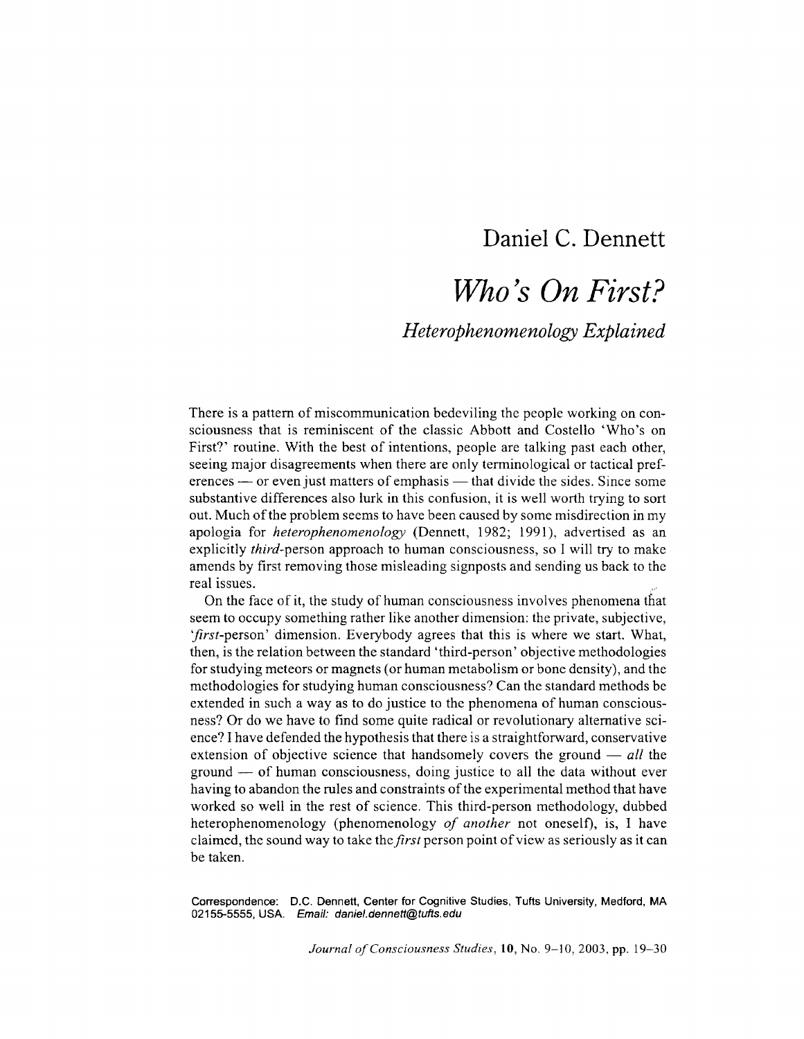# Daniel C. Dennett

# *Who's On First?*

## *Heterophenomenology Explained*

There is a pattern of miscommunication bedeviling the people working on consciousness that is reminiscent of the classic Abbott and Costello 'Who's on First?' routine. With the best of intentions, people are talking past each other, seeing major disagreements when there are only terminological or tactical preferences — or even just matters of emphasis — that divide the sides. Since some substantive differences also lurk in this confusion, it is well worth trying to sort out. Much of the problem seems to have been caused by some misdirection in my apologia for *heterophenomenology* (Dennett, 1982; 1991), advertised as an explicitly *third*-person approach to human consciousness, so I will try to make amends by first removing those misleading signposts and sending us back to the real issues.

On the face of it, the study of human consciousness involves phenomena that seem to occupy something rather like another dimension: the private, subjective, '*first*-person' dimension. Everybody agrees that this is where we start. What, then, is the relation between the standard 'third-person' objective methodologies for studying meteors or magnets (or human metabolism or bone density), and the methodologies for studying human consciousness? Can the standard methods be extended in such a way as to do justice to the phenomena of human consciousness? Or do we have to find some quite radical or revolutionary alternative science? I have defended the hypothesis that there is a straightforward, conservative extension of objective science that handsomely covers the ground — *all* the ground — of human consciousness, doing justice to all the data without ever having to abandon the rules and constraints of the experimental method that have worked so well in the rest of science. This third-person methodology, dubbed heterophenomenology (phenomenology *of another* not oneself), is, I have claimed, the sound way to take the *first* person point of view as seriously as it can be taken.

Correspondence: D.C. Dennett, Center for Cognitive Studies, Tufts University, Medford, MA 02155-5555, USA. *Email: daniel.dennett@tufts.edu*

*Journal of Consciousness Studies*, **10**, No. 9–10, 2003, pp. 19–30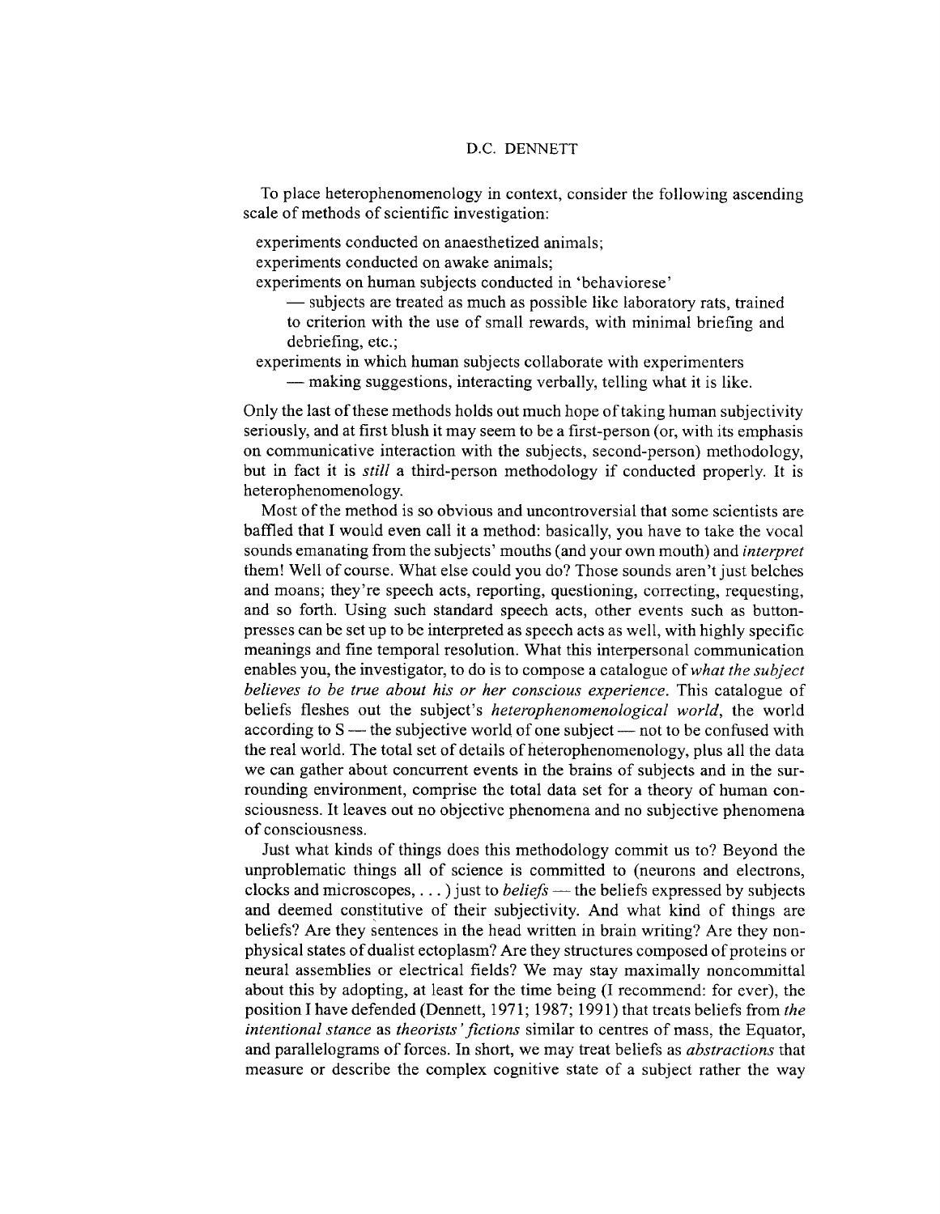To place heterophenomenology in context, consider the following ascending scale of methods of scientific investigation:

experiments conducted on anaesthetized animals;
experiments conducted on awake animals;
experiments on human subjects conducted in 'behaviorese'
— subjects are treated as much as possible like laboratory rats, trained to criterion with the use of small rewards, with minimal briefing and debriefing, etc.;
experiments in which human subjects collaborate with experimenters
— making suggestions, interacting verbally, telling what it is like.

Only the last of these methods holds out much hope of taking human subjectivity seriously, and at first blush it may seem to be a first-person (or, with its emphasis on communicative interaction with the subjects, second-person) methodology, but in fact it is *still* a third-person methodology if conducted properly. It is heterophenomenology.

Most of the method is so obvious and uncontroversial that some scientists are baffled that I would even call it a method: basically, you have to take the vocal sounds emanating from the subjects' mouths (and your own mouth) and *interpret* them! Well of course. What else could you do? Those sounds aren't just belches and moans; they're speech acts, reporting, questioning, correcting, requesting, and so forth. Using such standard speech acts, other events such as button-presses can be set up to be interpreted as speech acts as well, with highly specific meanings and fine temporal resolution. What this interpersonal communication enables you, the investigator, to do is to compose a catalogue of *what the subject believes to be true about his or her conscious experience*. This catalogue of beliefs fleshes out the subject's *heterophenomenological world*, the world according to S — the subjective world of one subject — not to be confused with the real world. The total set of details of heterophenomenology, plus all the data we can gather about concurrent events in the brains of subjects and in the surrounding environment, comprise the total data set for a theory of human consciousness. It leaves out no objective phenomena and no subjective phenomena of consciousness.

Just what kinds of things does this methodology commit us to? Beyond the unproblematic things all of science is committed to (neurons and electrons, clocks and microscopes, . . . ) just to *beliefs* — the beliefs expressed by subjects and deemed constitutive of their subjectivity. And what kind of things are beliefs? Are they sentences in the head written in brain writing? Are they non-physical states of dualist ectoplasm? Are they structures composed of proteins or neural assemblies or electrical fields? We may stay maximally noncommittal about this by adopting, at least for the time being (I recommend: for ever), the position I have defended (Dennett, 1971; 1987; 1991) that treats beliefs from *the intentional stance* as *theorists' fictions* similar to centres of mass, the Equator, and parallelograms of forces. In short, we may treat beliefs as *abstractions* that measure or describe the complex cognitive state of a subject rather the way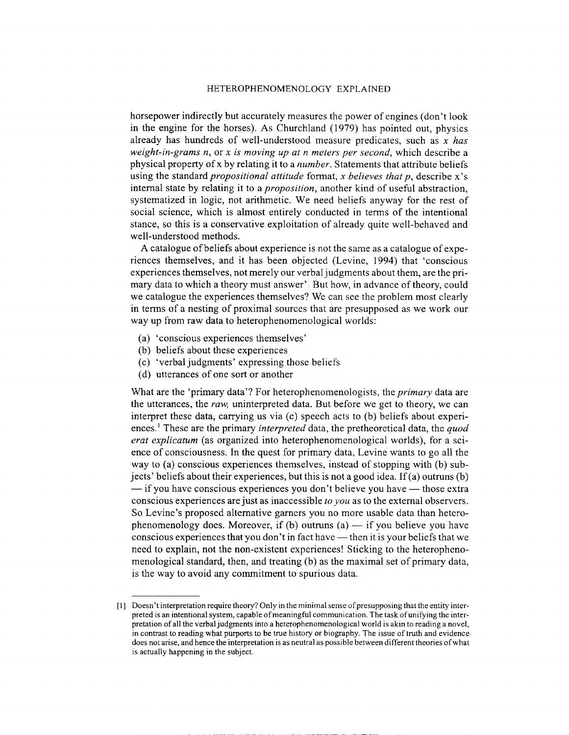horsepower indirectly but accurately measures the power of engines (don't look in the engine for the horses). As Churchland (1979) has pointed out, physics already has hundreds of well-understood measure predicates, such as *x has weight-in-grams n*, or *x is moving up at n meters per second*, which describe a physical property of x by relating it to a *number*. Statements that attribute beliefs using the standard *propositional attitude* format, *x believes that p*, describe x's internal state by relating it to a *proposition*, another kind of useful abstraction, systematized in logic, not arithmetic. We need beliefs anyway for the rest of social science, which is almost entirely conducted in terms of the intentional stance, so this is a conservative exploitation of already quite well-behaved and well-understood methods.

A catalogue of beliefs about experience is not the same as a catalogue of experiences themselves, and it has been objected (Levine, 1994) that 'conscious experiences themselves, not merely our verbal judgments about them, are the primary data to which a theory must answer'. But how, in advance of theory, could we catalogue the experiences themselves? We can see the problem most clearly in terms of a nesting of proximal sources that are presupposed as we work our way up from raw data to heterophenomenological worlds:

(a) 'conscious experiences themselves'
(b) beliefs about these experiences
(c) 'verbal judgments' expressing those beliefs
(d) utterances of one sort or another

What are the 'primary data'? For heterophenomenologists, the *primary* data are the utterances, the *raw*, uninterpreted data. But before we get to theory, we can interpret these data, carrying us via (c) speech acts to (b) beliefs about experiences.[1] These are the primary *interpreted* data, the pretheoretical data, the *quod erat explicatum* (as organized into heterophenomenological worlds), for a science of consciousness. In the quest for primary data, Levine wants to go all the way to (a) conscious experiences themselves, instead of stopping with (b) subjects' beliefs about their experiences, but this is not a good idea. If (a) outruns (b) — if you have conscious experiences you don't believe you have — those extra conscious experiences are just as inaccessible *to you* as to the external observers. So Levine's proposed alternative garners you no more usable data than heterophenomenology does. Moreover, if (b) outruns (a) — if you believe you have conscious experiences that you don't in fact have — then it is your beliefs that we need to explain, not the non-existent experiences! Sticking to the heterophenomenological standard, then, and treating (b) as the maximal set of primary data, is the way to avoid any commitment to spurious data.

---

[1] Doesn't interpretation require theory? Only in the minimal sense of presupposing that the entity interpreted is an intentional system, capable of meaningful communication. The task of unifying the interpretation of all the verbal judgments into a heterophenomenological world is akin to reading a novel, in contrast to reading what purports to be true history or biography. The issue of truth and evidence does not arise, and hence the interpretation is as neutral as possible between different theories of what is actually happening in the subject.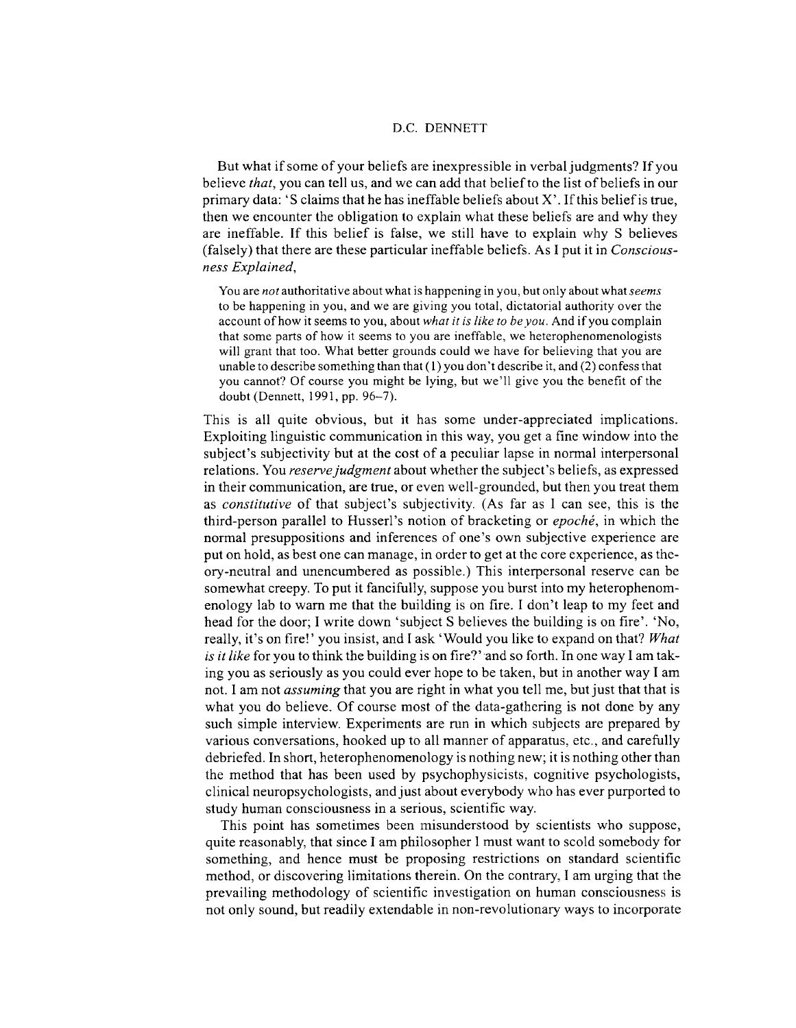But what if some of your beliefs are inexpressible in verbal judgments? If you believe *that*, you can tell us, and we can add that belief to the list of beliefs in our primary data: 'S claims that he has ineffable beliefs about X'. If this belief is true, then we encounter the obligation to explain what these beliefs are and why they are ineffable. If this belief is false, we still have to explain why S believes (falsely) that there are these particular ineffable beliefs. As I put it in *Consciousness Explained*,

> You are *not* authoritative about what is happening in you, but only about what *seems* to be happening in you, and we are giving you total, dictatorial authority over the account of how it seems to you, about *what it is like to be you*. And if you complain that some parts of how it seems to you are ineffable, we heterophenomenologists will grant that too. What better grounds could we have for believing that you are unable to describe something than that (1) you don't describe it, and (2) confess that you cannot? Of course you might be lying, but we'll give you the benefit of the doubt (Dennett, 1991, pp. 96–7).

This is all quite obvious, but it has some under-appreciated implications. Exploiting linguistic communication in this way, you get a fine window into the subject's subjectivity but at the cost of a peculiar lapse in normal interpersonal relations. You *reserve judgment* about whether the subject's beliefs, as expressed in their communication, are true, or even well-grounded, but then you treat them as *constitutive* of that subject's subjectivity. (As far as I can see, this is the third-person parallel to Husserl's notion of bracketing or *epoché*, in which the normal presuppositions and inferences of one's own subjective experience are put on hold, as best one can manage, in order to get at the core experience, as theory-neutral and unencumbered as possible.) This interpersonal reserve can be somewhat creepy. To put it fancifully, suppose you burst into my heterophenomenology lab to warn me that the building is on fire. I don't leap to my feet and head for the door; I write down 'subject S believes the building is on fire'. 'No, really, it's on fire!' you insist, and I ask 'Would you like to expand on that? *What is it like* for you to think the building is on fire?' and so forth. In one way I am taking you as seriously as you could ever hope to be taken, but in another way I am not. I am not *assuming* that you are right in what you tell me, but just that that is what you do believe. Of course most of the data-gathering is not done by any such simple interview. Experiments are run in which subjects are prepared by various conversations, hooked up to all manner of apparatus, etc., and carefully debriefed. In short, heterophenomenology is nothing new; it is nothing other than the method that has been used by psychophysicists, cognitive psychologists, clinical neuropsychologists, and just about everybody who has ever purported to study human consciousness in a serious, scientific way.

This point has sometimes been misunderstood by scientists who suppose, quite reasonably, that since I am philosopher I must want to scold somebody for something, and hence must be proposing restrictions on standard scientific method, or discovering limitations therein. On the contrary, I am urging that the prevailing methodology of scientific investigation on human consciousness is not only sound, but readily extendable in non-revolutionary ways to incorporate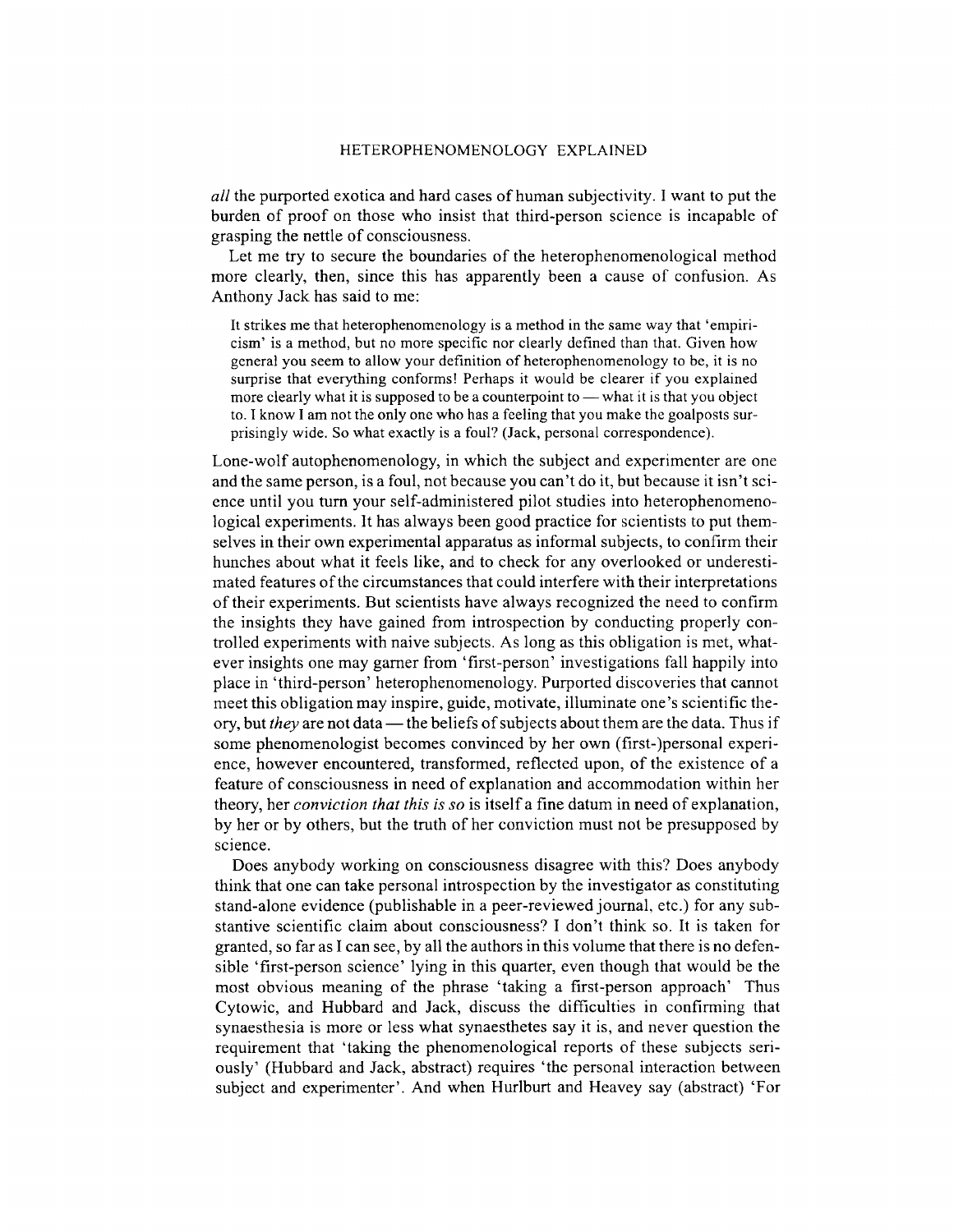*all* the purported exotica and hard cases of human subjectivity. I want to put the burden of proof on those who insist that third-person science is incapable of grasping the nettle of consciousness.

Let me try to secure the boundaries of the heterophenomenological method more clearly, then, since this has apparently been a cause of confusion. As Anthony Jack has said to me:

> It strikes me that heterophenomenology is a method in the same way that 'empiricism' is a method, but no more specific nor clearly defined than that. Given how general you seem to allow your definition of heterophenomenology to be, it is no surprise that everything conforms! Perhaps it would be clearer if you explained more clearly what it is supposed to be a counterpoint to — what it is that you object to. I know I am not the only one who has a feeling that you make the goalposts surprisingly wide. So what exactly is a foul? (Jack, personal correspondence).

Lone-wolf autophenomenology, in which the subject and experimenter are one and the same person, is a foul, not because you can't do it, but because it isn't science until you turn your self-administered pilot studies into heterophenomenological experiments. It has always been good practice for scientists to put themselves in their own experimental apparatus as informal subjects, to confirm their hunches about what it feels like, and to check for any overlooked or underestimated features of the circumstances that could interfere with their interpretations of their experiments. But scientists have always recognized the need to confirm the insights they have gained from introspection by conducting properly controlled experiments with naive subjects. As long as this obligation is met, whatever insights one may garner from 'first-person' investigations fall happily into place in 'third-person' heterophenomenology. Purported discoveries that cannot meet this obligation may inspire, guide, motivate, illuminate one's scientific theory, but *they* are not data — the beliefs of subjects about them are the data. Thus if some phenomenologist becomes convinced by her own (first-)personal experience, however encountered, transformed, reflected upon, of the existence of a feature of consciousness in need of explanation and accommodation within her theory, her *conviction that this is so* is itself a fine datum in need of explanation, by her or by others, but the truth of her conviction must not be presupposed by science.

Does anybody working on consciousness disagree with this? Does anybody think that one can take personal introspection by the investigator as constituting stand-alone evidence (publishable in a peer-reviewed journal, etc.) for any substantive scientific claim about consciousness? I don't think so. It is taken for granted, so far as I can see, by all the authors in this volume that there is no defensible 'first-person science' lying in this quarter, even though that would be the most obvious meaning of the phrase 'taking a first-person approach' Thus Cytowic, and Hubbard and Jack, discuss the difficulties in confirming that synaesthesia is more or less what synaesthetes say it is, and never question the requirement that 'taking the phenomenological reports of these subjects seriously' (Hubbard and Jack, abstract) requires 'the personal interaction between subject and experimenter'. And when Hurlburt and Heavey say (abstract) 'For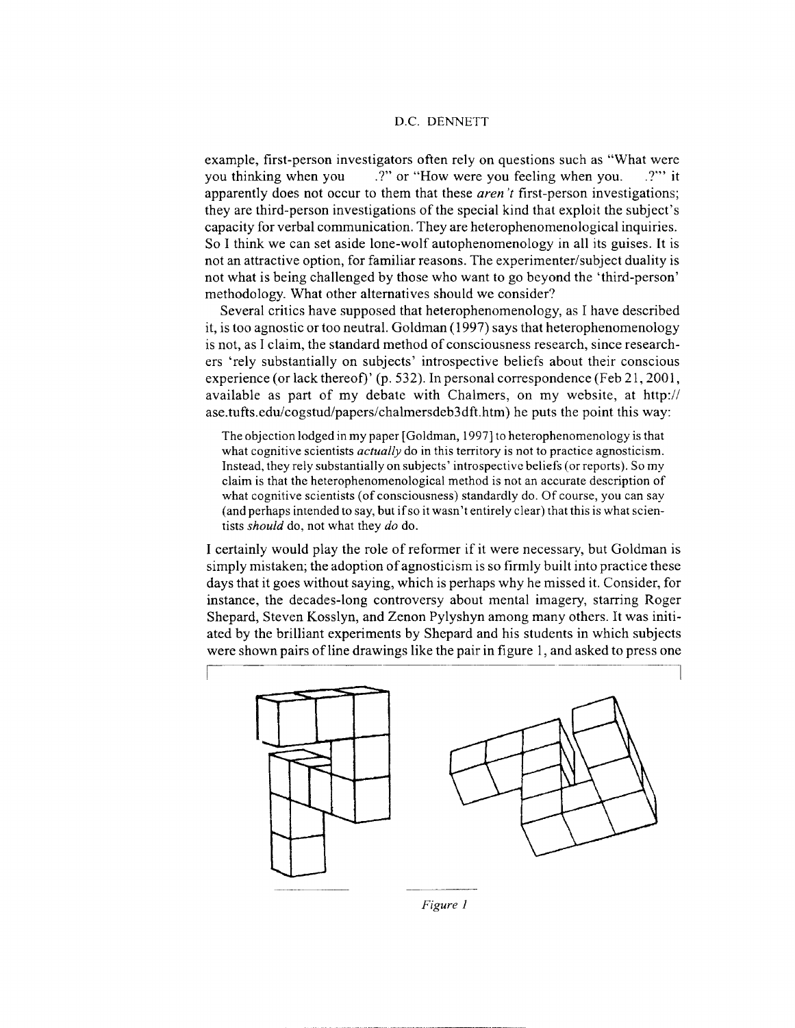example, first-person investigators often rely on questions such as "What were you thinking when you . . .?" or "How were you feeling when you. . .?"' it apparently does not occur to them that these *aren't* first-person investigations; they are third-person investigations of the special kind that exploit the subject's capacity for verbal communication. They are heterophenomenological inquiries. So I think we can set aside lone-wolf autophenomenology in all its guises. It is not an attractive option, for familiar reasons. The experimenter/subject duality is not what is being challenged by those who want to go beyond the 'third-person' methodology. What other alternatives should we consider?

Several critics have supposed that heterophenomenology, as I have described it, is too agnostic or too neutral. Goldman (1997) says that heterophenomenology is not, as I claim, the standard method of consciousness research, since researchers 'rely substantially on subjects' introspective beliefs about their conscious experience (or lack thereof)' (p. 532). In personal correspondence (Feb 21, 2001, available as part of my debate with Chalmers, on my website, at http://ase.tufts.edu/cogstud/papers/chalmersdeb3dft.htm) he puts the point this way:

> The objection lodged in my paper [Goldman, 1997] to heterophenomenology is that what cognitive scientists *actually* do in this territory is not to practice agnosticism. Instead, they rely substantially on subjects' introspective beliefs (or reports). So my claim is that the heterophenomenological method is not an accurate description of what cognitive scientists (of consciousness) standardly do. Of course, you can say (and perhaps intended to say, but if so it wasn't entirely clear) that this is what scientists *should* do, not what they *do* do.

I certainly would play the role of reformer if it were necessary, but Goldman is simply mistaken; the adoption of agnosticism is so firmly built into practice these days that it goes without saying, which is perhaps why he missed it. Consider, for instance, the decades-long controversy about mental imagery, starring Roger Shepard, Steven Kosslyn, and Zenon Pylyshyn among many others. It was initiated by the brilliant experiments by Shepard and his students in which subjects were shown pairs of line drawings like the pair in figure 1, and asked to press one

*Figure 1*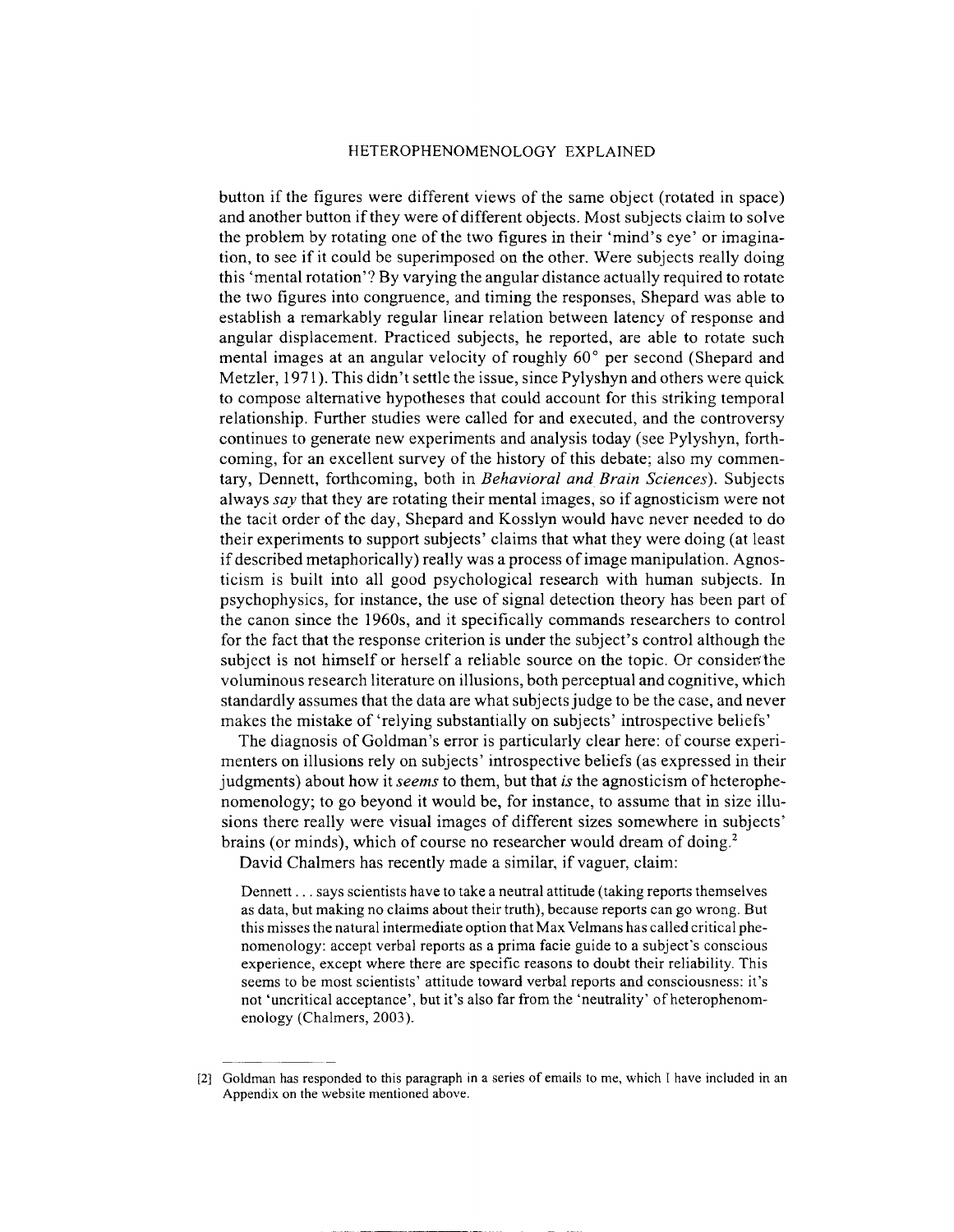button if the figures were different views of the same object (rotated in space) and another button if they were of different objects. Most subjects claim to solve the problem by rotating one of the two figures in their 'mind's eye' or imagination, to see if it could be superimposed on the other. Were subjects really doing this 'mental rotation'? By varying the angular distance actually required to rotate the two figures into congruence, and timing the responses, Shepard was able to establish a remarkably regular linear relation between latency of response and angular displacement. Practiced subjects, he reported, are able to rotate such mental images at an angular velocity of roughly 60° per second (Shepard and Metzler, 1971). This didn't settle the issue, since Pylyshyn and others were quick to compose alternative hypotheses that could account for this striking temporal relationship. Further studies were called for and executed, and the controversy continues to generate new experiments and analysis today (see Pylyshyn, forthcoming, for an excellent survey of the history of this debate; also my commentary, Dennett, forthcoming, both in *Behavioral and Brain Sciences*). Subjects always *say* that they are rotating their mental images, so if agnosticism were not the tacit order of the day, Shepard and Kosslyn would have never needed to do their experiments to support subjects' claims that what they were doing (at least if described metaphorically) really was a process of image manipulation. Agnosticism is built into all good psychological research with human subjects. In psychophysics, for instance, the use of signal detection theory has been part of the canon since the 1960s, and it specifically commands researchers to control for the fact that the response criterion is under the subject's control although the subject is not himself or herself a reliable source on the topic. Or consider the voluminous research literature on illusions, both perceptual and cognitive, which standardly assumes that the data are what subjects judge to be the case, and never makes the mistake of 'relying substantially on subjects' introspective beliefs'

The diagnosis of Goldman's error is particularly clear here: of course experimenters on illusions rely on subjects' introspective beliefs (as expressed in their judgments) about how it *seems* to them, but that *is* the agnosticism of heterophenomenology; to go beyond it would be, for instance, to assume that in size illusions there really were visual images of different sizes somewhere in subjects' brains (or minds), which of course no researcher would dream of doing.[2]

David Chalmers has recently made a similar, if vaguer, claim:

> Dennett . . . says scientists have to take a neutral attitude (taking reports themselves as data, but making no claims about their truth), because reports can go wrong. But this misses the natural intermediate option that Max Velmans has called critical phenomenology: accept verbal reports as a prima facie guide to a subject's conscious experience, except where there are specific reasons to doubt their reliability. This seems to be most scientists' attitude toward verbal reports and consciousness: it's not 'uncritical acceptance', but it's also far from the 'neutrality' of heterophenomenology (Chalmers, 2003).

[2] Goldman has responded to this paragraph in a series of emails to me, which I have included in an Appendix on the website mentioned above.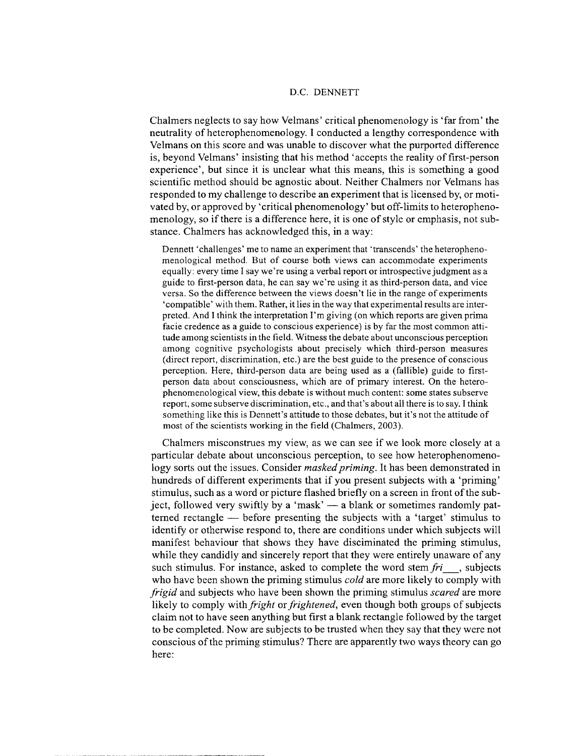Chalmers neglects to say how Velmans' critical phenomenology is 'far from' the neutrality of heterophenomenology. I conducted a lengthy correspondence with Velmans on this score and was unable to discover what the purported difference is, beyond Velmans' insisting that his method 'accepts the reality of first-person experience', but since it is unclear what this means, this is something a good scientific method should be agnostic about. Neither Chalmers nor Velmans has responded to my challenge to describe an experiment that is licensed by, or motivated by, or approved by 'critical phenomenology' but off-limits to heterophenomenology, so if there is a difference here, it is one of style or emphasis, not substance. Chalmers has acknowledged this, in a way:

> Dennett 'challenges' me to name an experiment that 'transcends' the heterophenomenological method. But of course both views can accommodate experiments equally: every time I say we're using a verbal report or introspective judgment as a guide to first-person data, he can say we're using it as third-person data, and vice versa. So the difference between the views doesn't lie in the range of experiments 'compatible' with them. Rather, it lies in the way that experimental results are interpreted. And I think the interpretation I'm giving (on which reports are given prima facie credence as a guide to conscious experience) is by far the most common attitude among scientists in the field. Witness the debate about unconscious perception among cognitive psychologists about precisely which third-person measures (direct report, discrimination, etc.) are the best guide to the presence of conscious perception. Here, third-person data are being used as a (fallible) guide to first-person data about consciousness, which are of primary interest. On the heterophenomenological view, this debate is without much content: some states subserve report, some subserve discrimination, etc., and that's about all there is to say. I think something like this is Dennett's attitude to those debates, but it's not the attitude of most of the scientists working in the field (Chalmers, 2003).

Chalmers misconstrues my view, as we can see if we look more closely at a particular debate about unconscious perception, to see how heterophenomenology sorts out the issues. Consider *masked priming*. It has been demonstrated in hundreds of different experiments that if you present subjects with a 'priming' stimulus, such as a word or picture flashed briefly on a screen in front of the subject, followed very swiftly by a 'mask' — a blank or sometimes randomly patterned rectangle — before presenting the subjects with a 'target' stimulus to identify or otherwise respond to, there are conditions under which subjects will manifest behaviour that shows they have disciminated the priming stimulus, while they candidly and sincerely report that they were entirely unaware of any such stimulus. For instance, asked to complete the word stem *fri___*, subjects who have been shown the priming stimulus *cold* are more likely to comply with *frigid* and subjects who have been shown the priming stimulus *scared* are more likely to comply with *fright* or *frightened*, even though both groups of subjects claim not to have seen anything but first a blank rectangle followed by the target to be completed. Now are subjects to be trusted when they say that they were not conscious of the priming stimulus? There are apparently two ways theory can go here: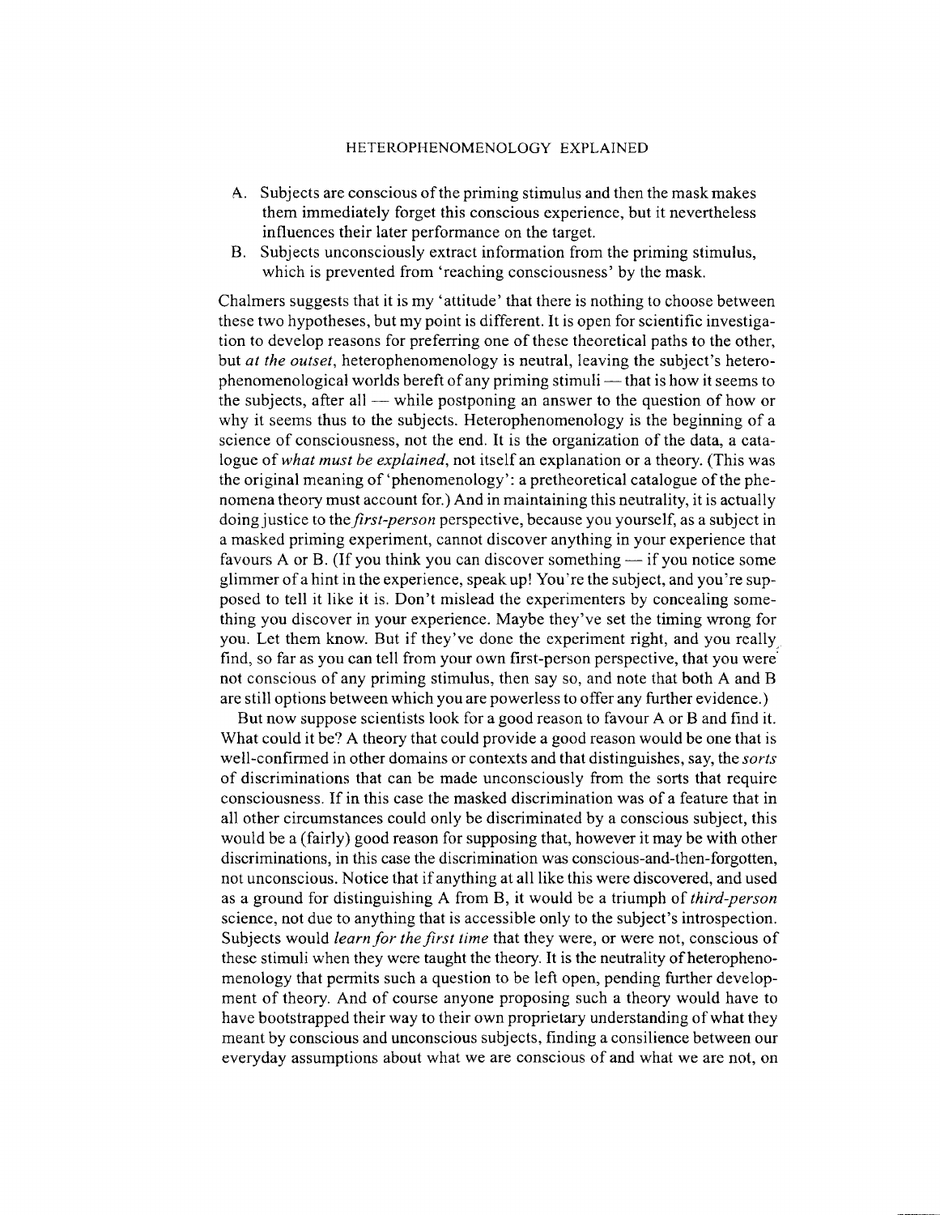A. Subjects are conscious of the priming stimulus and then the mask makes them immediately forget this conscious experience, but it nevertheless influences their later performance on the target.
B. Subjects unconsciously extract information from the priming stimulus, which is prevented from 'reaching consciousness' by the mask.

Chalmers suggests that it is my 'attitude' that there is nothing to choose between these two hypotheses, but my point is different. It is open for scientific investigation to develop reasons for preferring one of these theoretical paths to the other, but *at the outset*, heterophenomenology is neutral, leaving the subject's heterophenomenological worlds bereft of any priming stimuli — that is how it seems to the subjects, after all — while postponing an answer to the question of how or why it seems thus to the subjects. Heterophenomenology is the beginning of a science of consciousness, not the end. It is the organization of the data, a catalogue of *what must be explained*, not itself an explanation or a theory. (This was the original meaning of 'phenomenology': a pretheoretical catalogue of the phenomena theory must account for.) And in maintaining this neutrality, it is actually doing justice to the *first-person* perspective, because you yourself, as a subject in a masked priming experiment, cannot discover anything in your experience that favours A or B. (If you think you can discover something — if you notice some glimmer of a hint in the experience, speak up! You're the subject, and you're supposed to tell it like it is. Don't mislead the experimenters by concealing something you discover in your experience. Maybe they've set the timing wrong for you. Let them know. But if they've done the experiment right, and you really find, so far as you can tell from your own first-person perspective, that you were not conscious of any priming stimulus, then say so, and note that both A and B are still options between which you are powerless to offer any further evidence.)

But now suppose scientists look for a good reason to favour A or B and find it. What could it be? A theory that could provide a good reason would be one that is well-confirmed in other domains or contexts and that distinguishes, say, the *sorts* of discriminations that can be made unconsciously from the sorts that require consciousness. If in this case the masked discrimination was of a feature that in all other circumstances could only be discriminated by a conscious subject, this would be a (fairly) good reason for supposing that, however it may be with other discriminations, in this case the discrimination was conscious-and-then-forgotten, not unconscious. Notice that if anything at all like this were discovered, and used as a ground for distinguishing A from B, it would be a triumph of *third-person* science, not due to anything that is accessible only to the subject's introspection. Subjects would *learn for the first time* that they were, or were not, conscious of these stimuli when they were taught the theory. It is the neutrality of heterophenomenology that permits such a question to be left open, pending further development of theory. And of course anyone proposing such a theory would have to have bootstrapped their way to their own proprietary understanding of what they meant by conscious and unconscious subjects, finding a consilience between our everyday assumptions about what we are conscious of and what we are not, on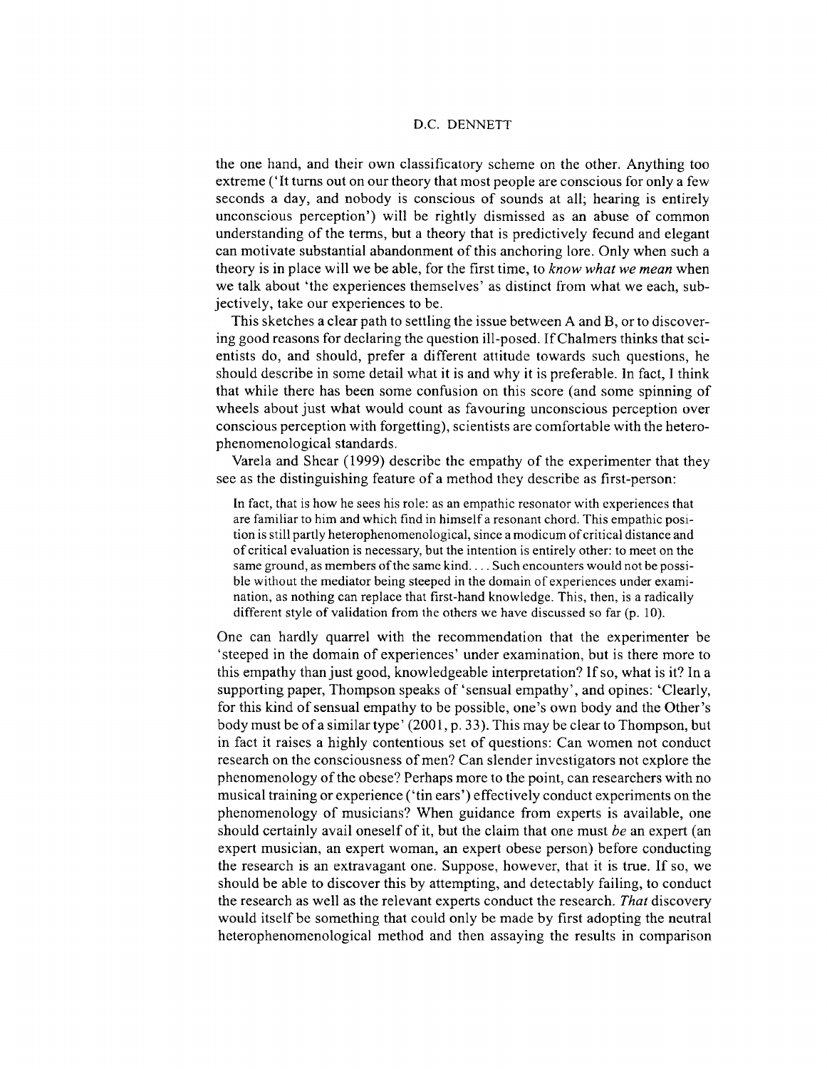the one hand, and their own classificatory scheme on the other. Anything too extreme ('It turns out on our theory that most people are conscious for only a few seconds a day, and nobody is conscious of sounds at all; hearing is entirely unconscious perception') will be rightly dismissed as an abuse of common understanding of the terms, but a theory that is predictively fecund and elegant can motivate substantial abandonment of this anchoring lore. Only when such a theory is in place will we be able, for the first time, to *know what we mean* when we talk about 'the experiences themselves' as distinct from what we each, subjectively, take our experiences to be.

This sketches a clear path to settling the issue between A and B, or to discovering good reasons for declaring the question ill-posed. If Chalmers thinks that scientists do, and should, prefer a different attitude towards such questions, he should describe in some detail what it is and why it is preferable. In fact, I think that while there has been some confusion on this score (and some spinning of wheels about just what would count as favouring unconscious perception over conscious perception with forgetting), scientists are comfortable with the heterophenomenological standards.

Varela and Shear (1999) describe the empathy of the experimenter that they see as the distinguishing feature of a method they describe as first-person:

> In fact, that is how he sees his role: as an empathic resonator with experiences that are familiar to him and which find in himself a resonant chord. This empathic position is still partly heterophenomenological, since a modicum of critical distance and of critical evaluation is necessary, but the intention is entirely other: to meet on the same ground, as members of the same kind. . . . Such encounters would not be possible without the mediator being steeped in the domain of experiences under examination, as nothing can replace that first-hand knowledge. This, then, is a radically different style of validation from the others we have discussed so far (p. 10).

One can hardly quarrel with the recommendation that the experimenter be 'steeped in the domain of experiences' under examination, but is there more to this empathy than just good, knowledgeable interpretation? If so, what is it? In a supporting paper, Thompson speaks of 'sensual empathy', and opines: 'Clearly, for this kind of sensual empathy to be possible, one's own body and the Other's body must be of a similar type' (2001, p. 33). This may be clear to Thompson, but in fact it raises a highly contentious set of questions: Can women not conduct research on the consciousness of men? Can slender investigators not explore the phenomenology of the obese? Perhaps more to the point, can researchers with no musical training or experience ('tin ears') effectively conduct experiments on the phenomenology of musicians? When guidance from experts is available, one should certainly avail oneself of it, but the claim that one must *be* an expert (an expert musician, an expert woman, an expert obese person) before conducting the research is an extravagant one. Suppose, however, that it is true. If so, we should be able to discover this by attempting, and detectably failing, to conduct the research as well as the relevant experts conduct the research. *That* discovery would itself be something that could only be made by first adopting the neutral heterophenomenological method and then assaying the results in comparison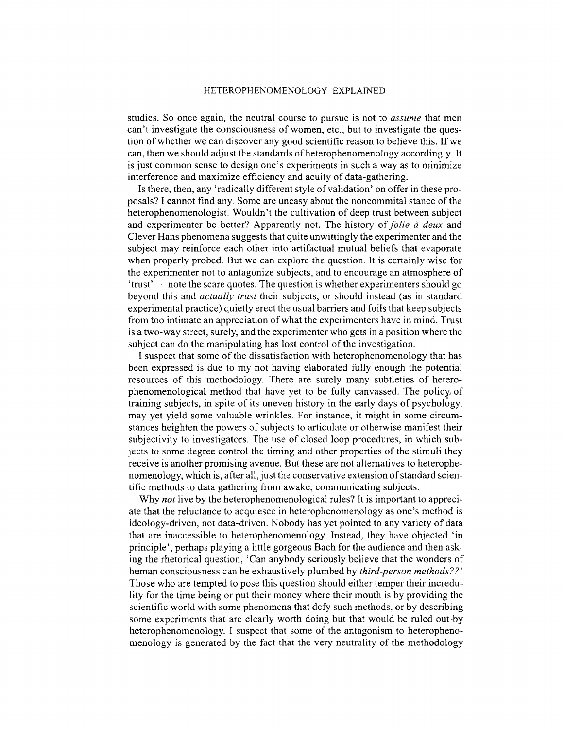studies. So once again, the neutral course to pursue is not to *assume* that men can't investigate the consciousness of women, etc., but to investigate the question of whether we can discover any good scientific reason to believe this. If we can, then we should adjust the standards of heterophenomenology accordingly. It is just common sense to design one's experiments in such a way as to minimize interference and maximize efficiency and acuity of data-gathering.

Is there, then, any 'radically different style of validation' on offer in these proposals? I cannot find any. Some are uneasy about the noncommital stance of the heterophenomenologist. Wouldn't the cultivation of deep trust between subject and experimenter be better? Apparently not. The history of *folie à deux* and Clever Hans phenomena suggests that quite unwittingly the experimenter and the subject may reinforce each other into artifactual mutual beliefs that evaporate when properly probed. But we can explore the question. It is certainly wise for the experimenter not to antagonize subjects, and to encourage an atmosphere of 'trust' — note the scare quotes. The question is whether experimenters should go beyond this and *actually trust* their subjects, or should instead (as in standard experimental practice) quietly erect the usual barriers and foils that keep subjects from too intimate an appreciation of what the experimenters have in mind. Trust is a two-way street, surely, and the experimenter who gets in a position where the subject can do the manipulating has lost control of the investigation.

I suspect that some of the dissatisfaction with heterophenomenology that has been expressed is due to my not having elaborated fully enough the potential resources of this methodology. There are surely many subtleties of heterophenomenological method that have yet to be fully canvassed. The policy of training subjects, in spite of its uneven history in the early days of psychology, may yet yield some valuable wrinkles. For instance, it might in some circumstances heighten the powers of subjects to articulate or otherwise manifest their subjectivity to investigators. The use of closed loop procedures, in which subjects to some degree control the timing and other properties of the stimuli they receive is another promising avenue. But these are not alternatives to heterophenomenology, which is, after all, just the conservative extension of standard scientific methods to data gathering from awake, communicating subjects.

Why *not* live by the heterophenomenological rules? It is important to appreciate that the reluctance to acquiesce in heterophenomenology as one's method is ideology-driven, not data-driven. Nobody has yet pointed to any variety of data that are inaccessible to heterophenomenology. Instead, they have objected 'in principle', perhaps playing a little gorgeous Bach for the audience and then asking the rhetorical question, 'Can anybody seriously believe that the wonders of human consciousness can be exhaustively plumbed by *third-person methods??*' Those who are tempted to pose this question should either temper their incredulity for the time being or put their money where their mouth is by providing the scientific world with some phenomena that defy such methods, or by describing some experiments that are clearly worth doing but that would be ruled out by heterophenomenology. I suspect that some of the antagonism to heterophenomenology is generated by the fact that the very neutrality of the methodology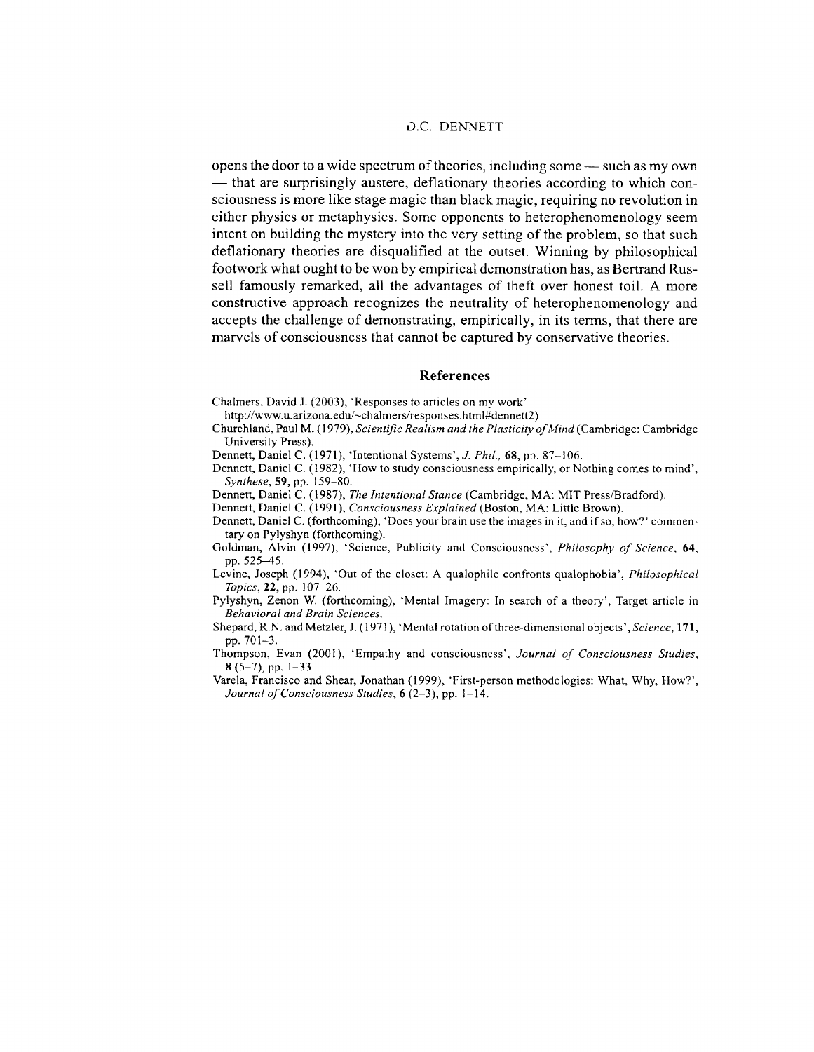opens the door to a wide spectrum of theories, including some — such as my own — that are surprisingly austere, deflationary theories according to which consciousness is more like stage magic than black magic, requiring no revolution in either physics or metaphysics. Some opponents to heterophenomenology seem intent on building the mystery into the very setting of the problem, so that such deflationary theories are disqualified at the outset. Winning by philosophical footwork what ought to be won by empirical demonstration has, as Bertrand Russell famously remarked, all the advantages of theft over honest toil. A more constructive approach recognizes the neutrality of heterophenomenology and accepts the challenge of demonstrating, empirically, in its terms, that there are marvels of consciousness that cannot be captured by conservative theories.

## References

Chalmers, David J. (2003), 'Responses to articles on my work' http://www.u.arizona.edu/~chalmers/responses.html#dennett2)

Churchland, Paul M. (1979), *Scientific Realism and the Plasticity of Mind* (Cambridge: Cambridge University Press).

Dennett, Daniel C. (1971), 'Intentional Systems', *J. Phil.*, **68**, pp. 87–106.

Dennett, Daniel C. (1982), 'How to study consciousness empirically, or Nothing comes to mind', *Synthese*, **59**, pp. 159–80.

Dennett, Daniel C. (1987), *The Intentional Stance* (Cambridge, MA: MIT Press/Bradford).

Dennett, Daniel C. (1991), *Consciousness Explained* (Boston, MA: Little Brown).

Dennett, Daniel C. (forthcoming), 'Does your brain use the images in it, and if so, how?' commentary on Pylyshyn (forthcoming).

Goldman, Alvin (1997), 'Science, Publicity and Consciousness', *Philosophy of Science*, **64**, pp. 525–45.

Levine, Joseph (1994), 'Out of the closet: A qualophile confronts qualophobia', *Philosophical Topics*, **22**, pp. 107–26.

Pylyshyn, Zenon W. (forthcoming), 'Mental Imagery: In search of a theory', Target article in *Behavioral and Brain Sciences*.

Shepard, R.N. and Metzler, J. (1971), 'Mental rotation of three-dimensional objects', *Science*, **171**, pp. 701–3.

Thompson, Evan (2001), 'Empathy and consciousness', *Journal of Consciousness Studies*, **8** (5–7), pp. 1–33.

Varela, Francisco and Shear, Jonathan (1999), 'First-person methodologies: What, Why, How?', *Journal of Consciousness Studies*, **6** (2–3), pp. 1–14.